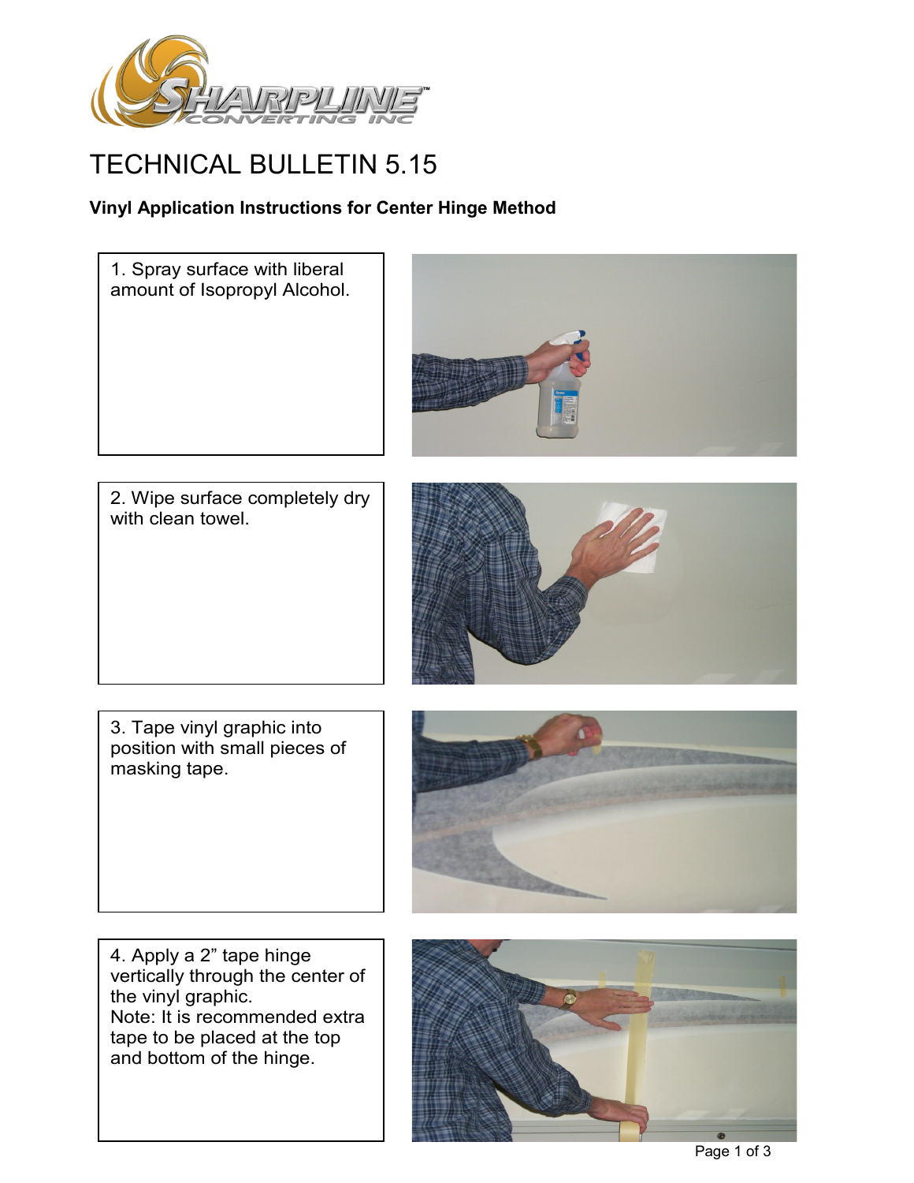# TECHNICAL BULLETIN 5.15

**Vinyl Application Instructions for Center Hinge Method**

1. Spray surface with liberal amount of Isopropyl Alcohol.

2. Wipe surface completely dry with clean towel.

3. Tape vinyl graphic into position with small pieces of masking tape.

4. Apply a 2" tape hinge vertically through the center of the vinyl graphic.
Note: It is recommended extra tape to be placed at the top and bottom of the hinge.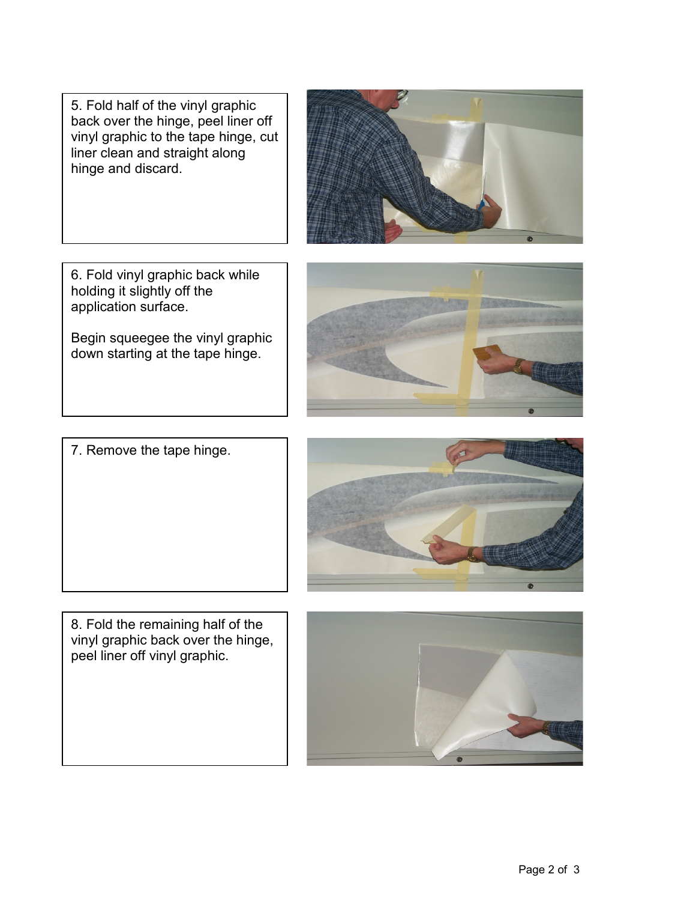5. Fold half of the vinyl graphic back over the hinge, peel liner off vinyl graphic to the tape hinge, cut liner clean and straight along hinge and discard.

6. Fold vinyl graphic back while holding it slightly off the application surface.

Begin squeegee the vinyl graphic down starting at the tape hinge.

7. Remove the tape hinge.

8. Fold the remaining half of the vinyl graphic back over the hinge, peel liner off vinyl graphic.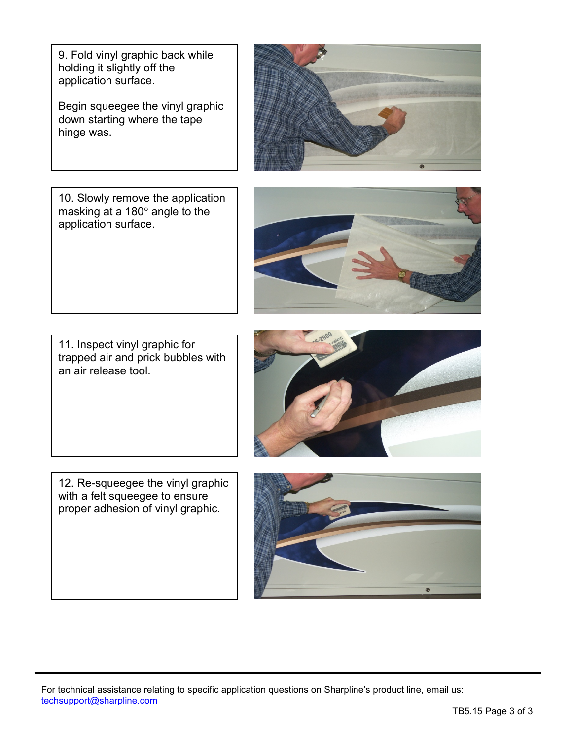9. Fold vinyl graphic back while holding it slightly off the application surface.

Begin squeegee the vinyl graphic down starting where the tape hinge was.

10. Slowly remove the application masking at a 180° angle to the application surface.

11. Inspect vinyl graphic for trapped air and prick bubbles with an air release tool.

12. Re-squeegee the vinyl graphic with a felt squeegee to ensure proper adhesion of vinyl graphic.

---

For technical assistance relating to specific application questions on Sharpline's product line, email us: techsupport@sharpline.com

TB5.15